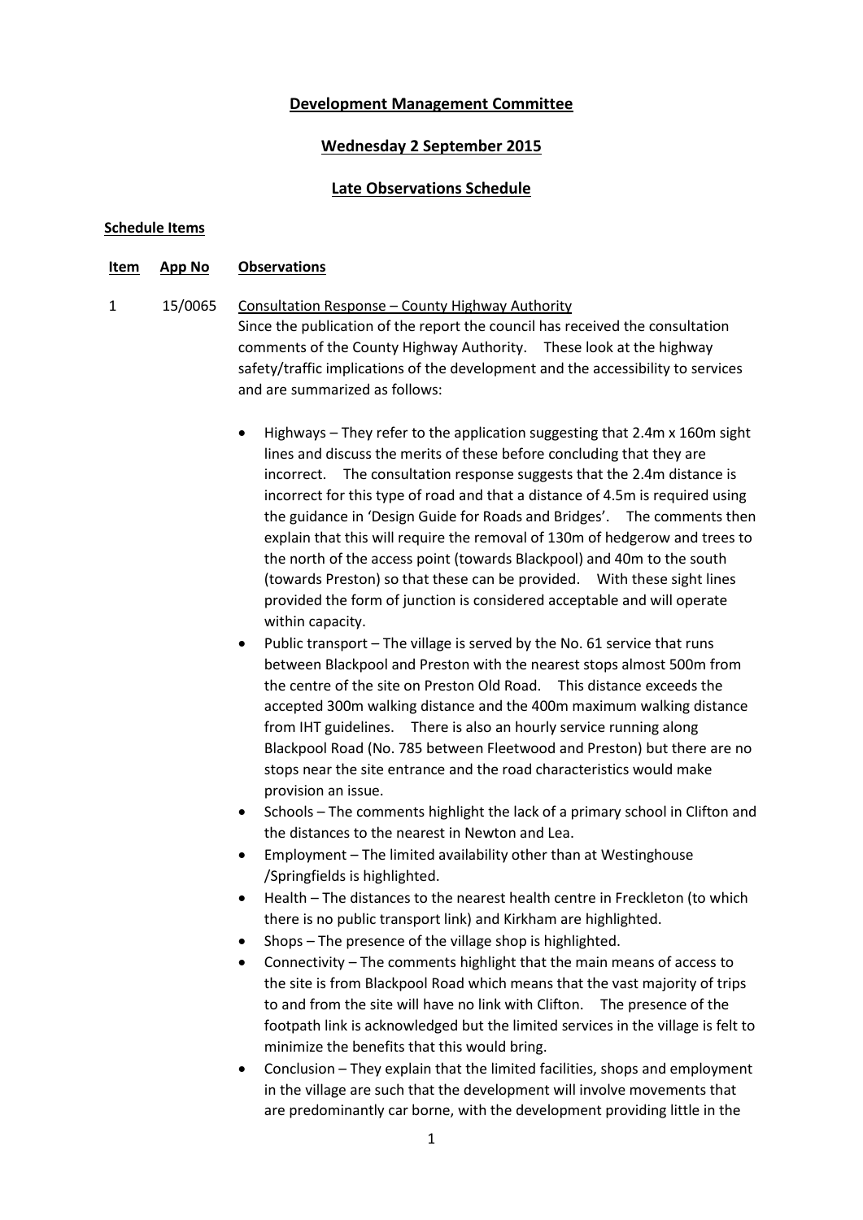**Development Management Committee**

**Wednesday 2 September 2015**

**Late Observations Schedule**

**Schedule Items**

| Item | App No | Observations |
|---|---|---|

1 15/0065 Consultation Response – County Highway Authority

Since the publication of the report the council has received the consultation comments of the County Highway Authority. These look at the highway safety/traffic implications of the development and the accessibility to services and are summarized as follows:

- Highways – They refer to the application suggesting that 2.4m x 160m sight lines and discuss the merits of these before concluding that they are incorrect. The consultation response suggests that the 2.4m distance is incorrect for this type of road and that a distance of 4.5m is required using the guidance in 'Design Guide for Roads and Bridges'. The comments then explain that this will require the removal of 130m of hedgerow and trees to the north of the access point (towards Blackpool) and 40m to the south (towards Preston) so that these can be provided. With these sight lines provided the form of junction is considered acceptable and will operate within capacity.
- Public transport – The village is served by the No. 61 service that runs between Blackpool and Preston with the nearest stops almost 500m from the centre of the site on Preston Old Road. This distance exceeds the accepted 300m walking distance and the 400m maximum walking distance from IHT guidelines. There is also an hourly service running along Blackpool Road (No. 785 between Fleetwood and Preston) but there are no stops near the site entrance and the road characteristics would make provision an issue.
- Schools – The comments highlight the lack of a primary school in Clifton and the distances to the nearest in Newton and Lea.
- Employment – The limited availability other than at Westinghouse /Springfields is highlighted.
- Health – The distances to the nearest health centre in Freckleton (to which there is no public transport link) and Kirkham are highlighted.
- Shops – The presence of the village shop is highlighted.
- Connectivity – The comments highlight that the main means of access to the site is from Blackpool Road which means that the vast majority of trips to and from the site will have no link with Clifton. The presence of the footpath link is acknowledged but the limited services in the village is felt to minimize the benefits that this would bring.
- Conclusion – They explain that the limited facilities, shops and employment in the village are such that the development will involve movements that are predominantly car borne, with the development providing little in the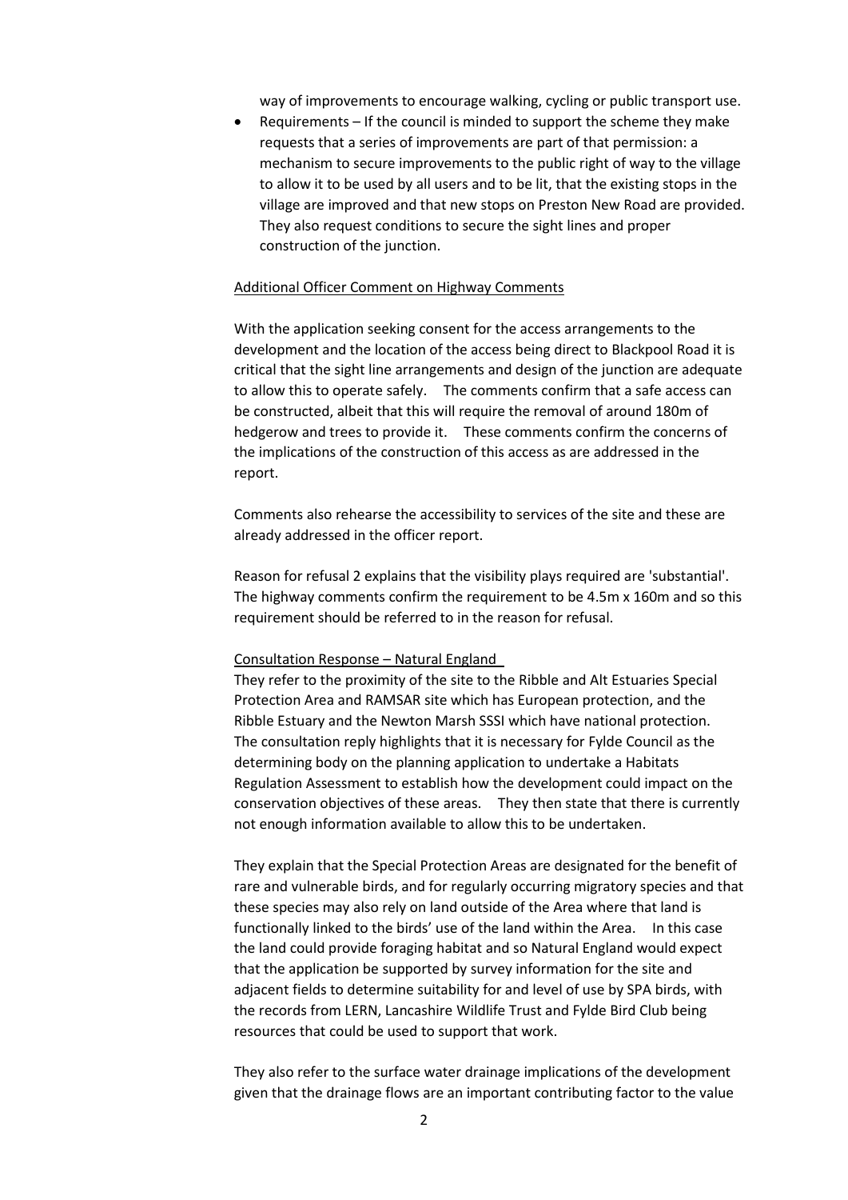way of improvements to encourage walking, cycling or public transport use.

- Requirements – If the council is minded to support the scheme they make requests that a series of improvements are part of that permission: a mechanism to secure improvements to the public right of way to the village to allow it to be used by all users and to be lit, that the existing stops in the village are improved and that new stops on Preston New Road are provided. They also request conditions to secure the sight lines and proper construction of the junction.

Additional Officer Comment on Highway Comments

With the application seeking consent for the access arrangements to the development and the location of the access being direct to Blackpool Road it is critical that the sight line arrangements and design of the junction are adequate to allow this to operate safely. The comments confirm that a safe access can be constructed, albeit that this will require the removal of around 180m of hedgerow and trees to provide it. These comments confirm the concerns of the implications of the construction of this access as are addressed in the report.

Comments also rehearse the accessibility to services of the site and these are already addressed in the officer report.

Reason for refusal 2 explains that the visibility plays required are 'substantial'. The highway comments confirm the requirement to be 4.5m x 160m and so this requirement should be referred to in the reason for refusal.

Consultation Response – Natural England

They refer to the proximity of the site to the Ribble and Alt Estuaries Special Protection Area and RAMSAR site which has European protection, and the Ribble Estuary and the Newton Marsh SSSI which have national protection. The consultation reply highlights that it is necessary for Fylde Council as the determining body on the planning application to undertake a Habitats Regulation Assessment to establish how the development could impact on the conservation objectives of these areas. They then state that there is currently not enough information available to allow this to be undertaken.

They explain that the Special Protection Areas are designated for the benefit of rare and vulnerable birds, and for regularly occurring migratory species and that these species may also rely on land outside of the Area where that land is functionally linked to the birds' use of the land within the Area. In this case the land could provide foraging habitat and so Natural England would expect that the application be supported by survey information for the site and adjacent fields to determine suitability for and level of use by SPA birds, with the records from LERN, Lancashire Wildlife Trust and Fylde Bird Club being resources that could be used to support that work.

They also refer to the surface water drainage implications of the development given that the drainage flows are an important contributing factor to the value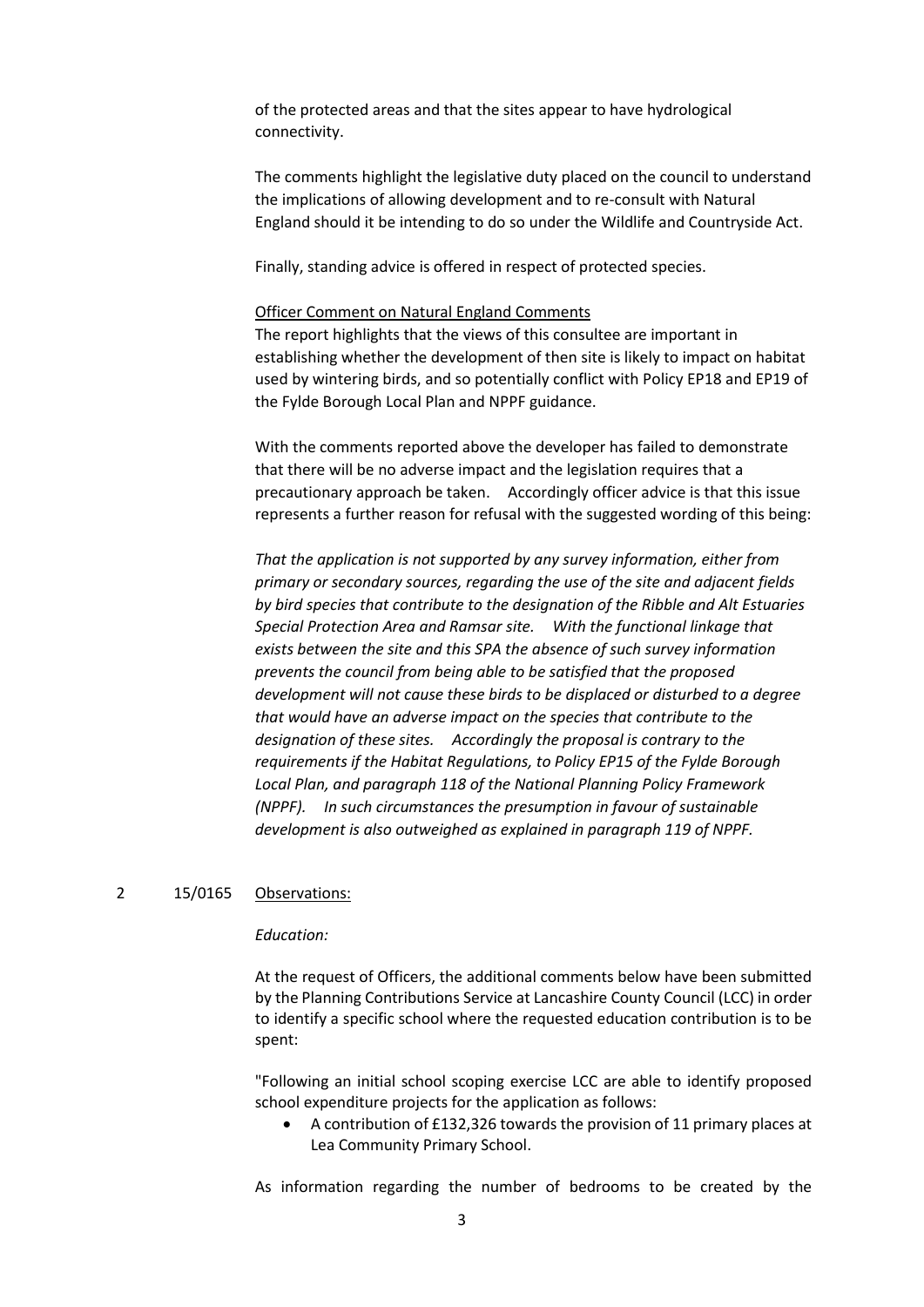of the protected areas and that the sites appear to have hydrological connectivity.

The comments highlight the legislative duty placed on the council to understand the implications of allowing development and to re-consult with Natural England should it be intending to do so under the Wildlife and Countryside Act.

Finally, standing advice is offered in respect of protected species.

Officer Comment on Natural England Comments

The report highlights that the views of this consultee are important in establishing whether the development of then site is likely to impact on habitat used by wintering birds, and so potentially conflict with Policy EP18 and EP19 of the Fylde Borough Local Plan and NPPF guidance.

With the comments reported above the developer has failed to demonstrate that there will be no adverse impact and the legislation requires that a precautionary approach be taken. Accordingly officer advice is that this issue represents a further reason for refusal with the suggested wording of this being:

*That the application is not supported by any survey information, either from primary or secondary sources, regarding the use of the site and adjacent fields by bird species that contribute to the designation of the Ribble and Alt Estuaries Special Protection Area and Ramsar site. With the functional linkage that exists between the site and this SPA the absence of such survey information prevents the council from being able to be satisfied that the proposed development will not cause these birds to be displaced or disturbed to a degree that would have an adverse impact on the species that contribute to the designation of these sites. Accordingly the proposal is contrary to the requirements if the Habitat Regulations, to Policy EP15 of the Fylde Borough Local Plan, and paragraph 118 of the National Planning Policy Framework (NPPF). In such circumstances the presumption in favour of sustainable development is also outweighed as explained in paragraph 119 of NPPF.*

2 15/0165 Observations:

*Education:*

At the request of Officers, the additional comments below have been submitted by the Planning Contributions Service at Lancashire County Council (LCC) in order to identify a specific school where the requested education contribution is to be spent:

"Following an initial school scoping exercise LCC are able to identify proposed school expenditure projects for the application as follows:

- A contribution of £132,326 towards the provision of 11 primary places at Lea Community Primary School.

As information regarding the number of bedrooms to be created by the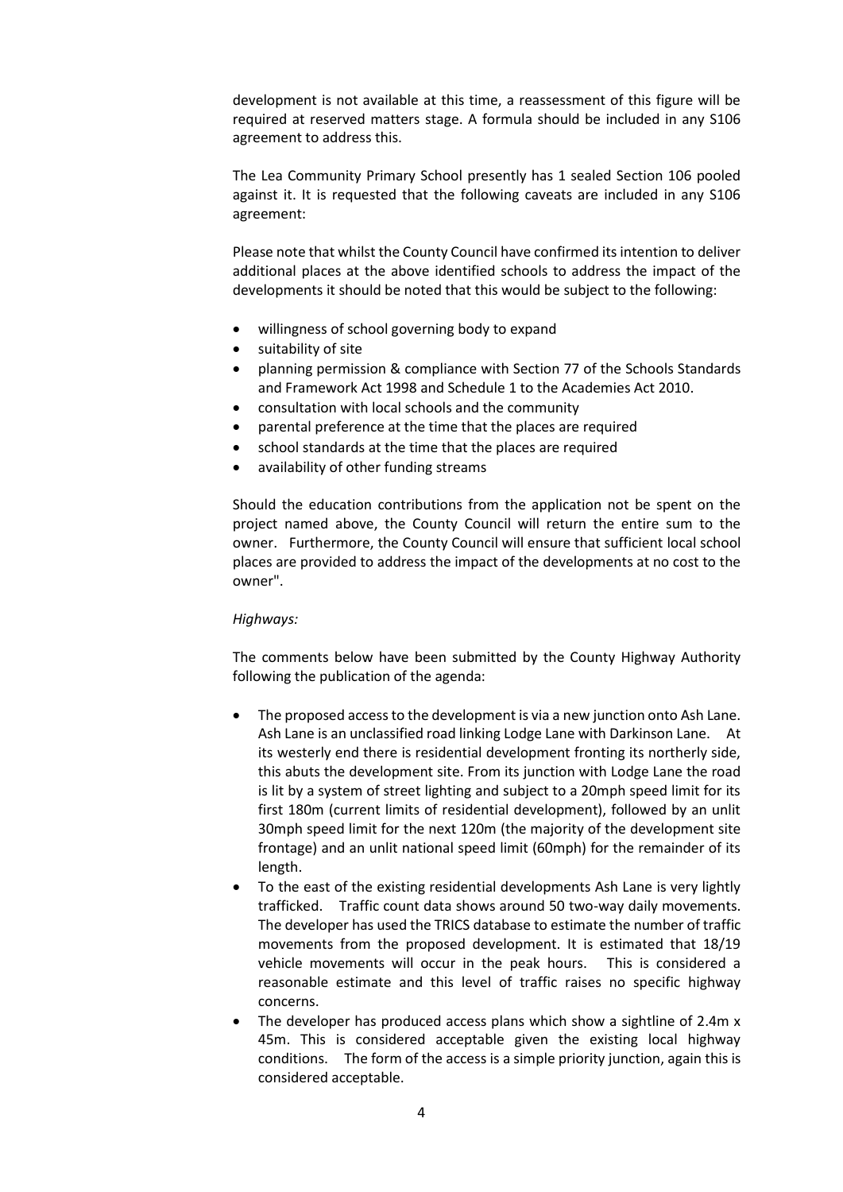development is not available at this time, a reassessment of this figure will be required at reserved matters stage. A formula should be included in any S106 agreement to address this.

The Lea Community Primary School presently has 1 sealed Section 106 pooled against it. It is requested that the following caveats are included in any S106 agreement:

Please note that whilst the County Council have confirmed its intention to deliver additional places at the above identified schools to address the impact of the developments it should be noted that this would be subject to the following:

- willingness of school governing body to expand
- suitability of site
- planning permission & compliance with Section 77 of the Schools Standards and Framework Act 1998 and Schedule 1 to the Academies Act 2010.
- consultation with local schools and the community
- parental preference at the time that the places are required
- school standards at the time that the places are required
- availability of other funding streams

Should the education contributions from the application not be spent on the project named above, the County Council will return the entire sum to the owner. Furthermore, the County Council will ensure that sufficient local school places are provided to address the impact of the developments at no cost to the owner".

*Highways:*

The comments below have been submitted by the County Highway Authority following the publication of the agenda:

- The proposed access to the development is via a new junction onto Ash Lane. Ash Lane is an unclassified road linking Lodge Lane with Darkinson Lane. At its westerly end there is residential development fronting its northerly side, this abuts the development site. From its junction with Lodge Lane the road is lit by a system of street lighting and subject to a 20mph speed limit for its first 180m (current limits of residential development), followed by an unlit 30mph speed limit for the next 120m (the majority of the development site frontage) and an unlit national speed limit (60mph) for the remainder of its length.
- To the east of the existing residential developments Ash Lane is very lightly trafficked. Traffic count data shows around 50 two-way daily movements. The developer has used the TRICS database to estimate the number of traffic movements from the proposed development. It is estimated that 18/19 vehicle movements will occur in the peak hours. This is considered a reasonable estimate and this level of traffic raises no specific highway concerns.
- The developer has produced access plans which show a sightline of 2.4m x 45m. This is considered acceptable given the existing local highway conditions. The form of the access is a simple priority junction, again this is considered acceptable.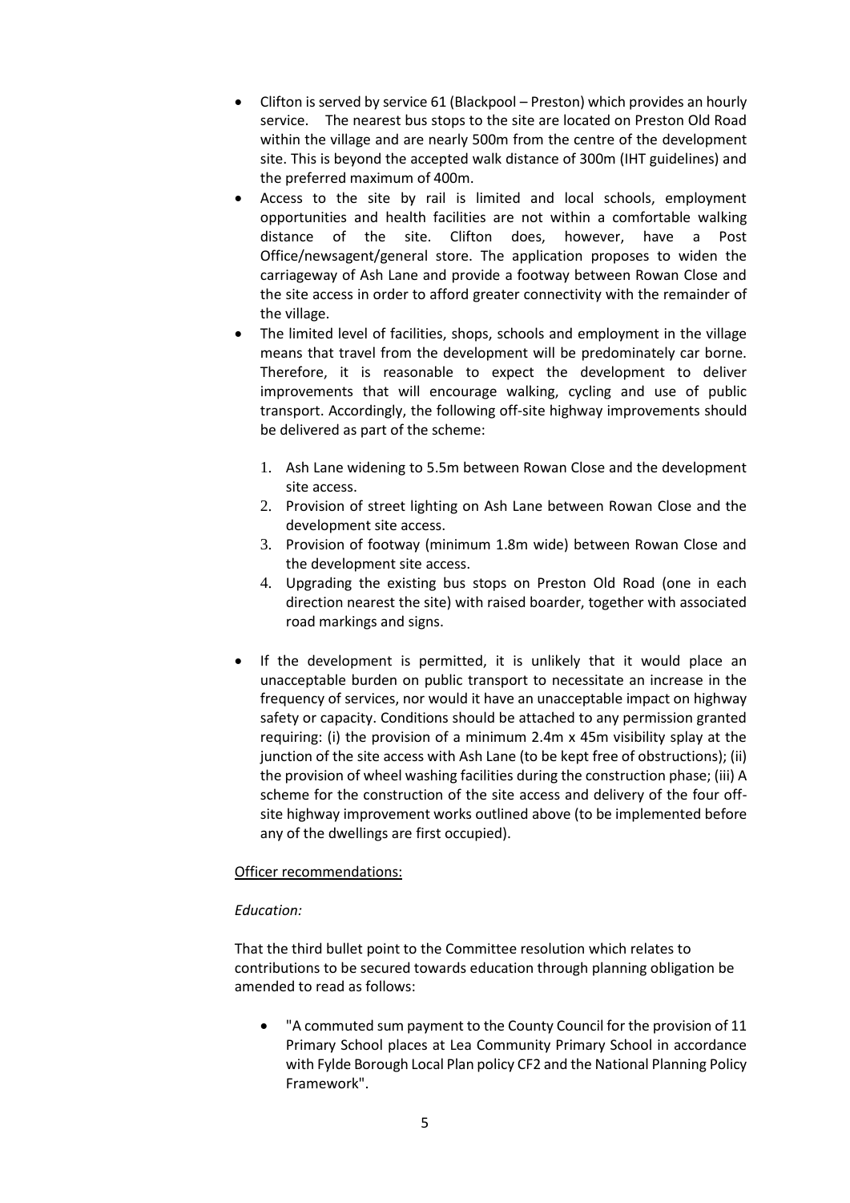- Clifton is served by service 61 (Blackpool – Preston) which provides an hourly service. The nearest bus stops to the site are located on Preston Old Road within the village and are nearly 500m from the centre of the development site. This is beyond the accepted walk distance of 300m (IHT guidelines) and the preferred maximum of 400m.
- Access to the site by rail is limited and local schools, employment opportunities and health facilities are not within a comfortable walking distance of the site. Clifton does, however, have a Post Office/newsagent/general store. The application proposes to widen the carriageway of Ash Lane and provide a footway between Rowan Close and the site access in order to afford greater connectivity with the remainder of the village.
- The limited level of facilities, shops, schools and employment in the village means that travel from the development will be predominately car borne. Therefore, it is reasonable to expect the development to deliver improvements that will encourage walking, cycling and use of public transport. Accordingly, the following off-site highway improvements should be delivered as part of the scheme:

  1. Ash Lane widening to 5.5m between Rowan Close and the development site access.
  2. Provision of street lighting on Ash Lane between Rowan Close and the development site access.
  3. Provision of footway (minimum 1.8m wide) between Rowan Close and the development site access.
  4. Upgrading the existing bus stops on Preston Old Road (one in each direction nearest the site) with raised boarder, together with associated road markings and signs.

- If the development is permitted, it is unlikely that it would place an unacceptable burden on public transport to necessitate an increase in the frequency of services, nor would it have an unacceptable impact on highway safety or capacity. Conditions should be attached to any permission granted requiring: (i) the provision of a minimum 2.4m x 45m visibility splay at the junction of the site access with Ash Lane (to be kept free of obstructions); (ii) the provision of wheel washing facilities during the construction phase; (iii) A scheme for the construction of the site access and delivery of the four off-site highway improvement works outlined above (to be implemented before any of the dwellings are first occupied).

<u>Officer recommendations:</u>

*Education:*

That the third bullet point to the Committee resolution which relates to contributions to be secured towards education through planning obligation be amended to read as follows:

- "A commuted sum payment to the County Council for the provision of 11 Primary School places at Lea Community Primary School in accordance with Fylde Borough Local Plan policy CF2 and the National Planning Policy Framework".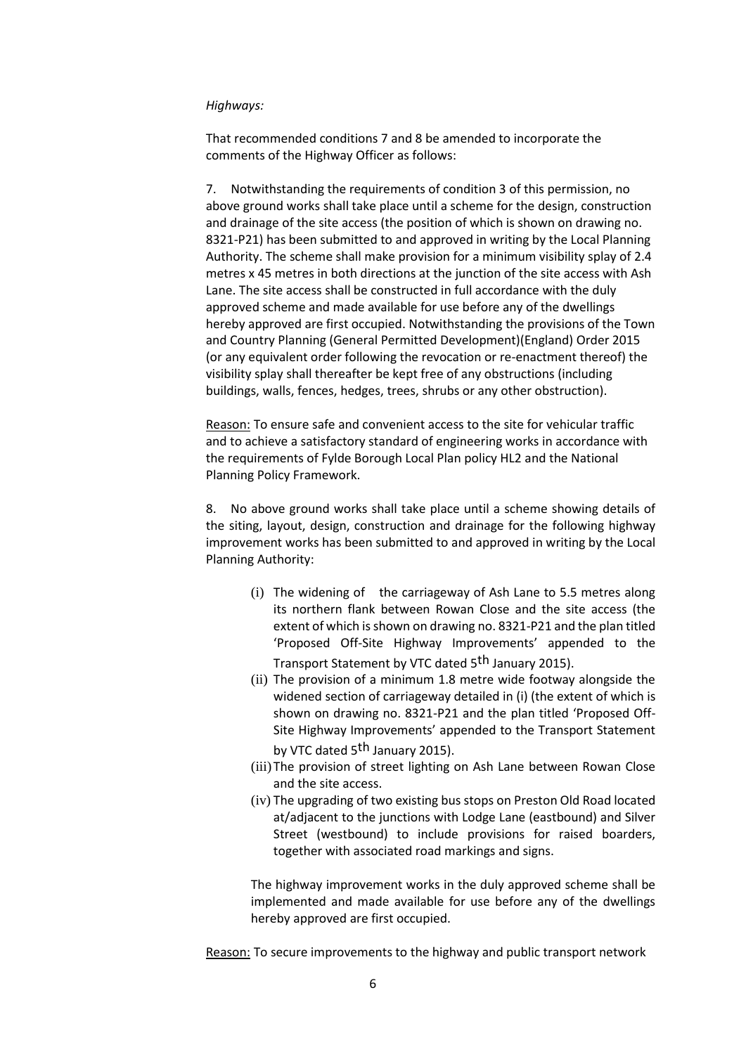*Highways:*

That recommended conditions 7 and 8 be amended to incorporate the comments of the Highway Officer as follows:

7. Notwithstanding the requirements of condition 3 of this permission, no above ground works shall take place until a scheme for the design, construction and drainage of the site access (the position of which is shown on drawing no. 8321-P21) has been submitted to and approved in writing by the Local Planning Authority. The scheme shall make provision for a minimum visibility splay of 2.4 metres x 45 metres in both directions at the junction of the site access with Ash Lane. The site access shall be constructed in full accordance with the duly approved scheme and made available for use before any of the dwellings hereby approved are first occupied. Notwithstanding the provisions of the Town and Country Planning (General Permitted Development)(England) Order 2015 (or any equivalent order following the revocation or re-enactment thereof) the visibility splay shall thereafter be kept free of any obstructions (including buildings, walls, fences, hedges, trees, shrubs or any other obstruction).

Reason: To ensure safe and convenient access to the site for vehicular traffic and to achieve a satisfactory standard of engineering works in accordance with the requirements of Fylde Borough Local Plan policy HL2 and the National Planning Policy Framework.

8. No above ground works shall take place until a scheme showing details of the siting, layout, design, construction and drainage for the following highway improvement works has been submitted to and approved in writing by the Local Planning Authority:

(i) The widening of the carriageway of Ash Lane to 5.5 metres along its northern flank between Rowan Close and the site access (the extent of which is shown on drawing no. 8321-P21 and the plan titled 'Proposed Off-Site Highway Improvements' appended to the Transport Statement by VTC dated 5th January 2015).

(ii) The provision of a minimum 1.8 metre wide footway alongside the widened section of carriageway detailed in (i) (the extent of which is shown on drawing no. 8321-P21 and the plan titled 'Proposed Off-Site Highway Improvements' appended to the Transport Statement by VTC dated 5th January 2015).

(iii) The provision of street lighting on Ash Lane between Rowan Close and the site access.

(iv) The upgrading of two existing bus stops on Preston Old Road located at/adjacent to the junctions with Lodge Lane (eastbound) and Silver Street (westbound) to include provisions for raised boarders, together with associated road markings and signs.

The highway improvement works in the duly approved scheme shall be implemented and made available for use before any of the dwellings hereby approved are first occupied.

Reason: To secure improvements to the highway and public transport network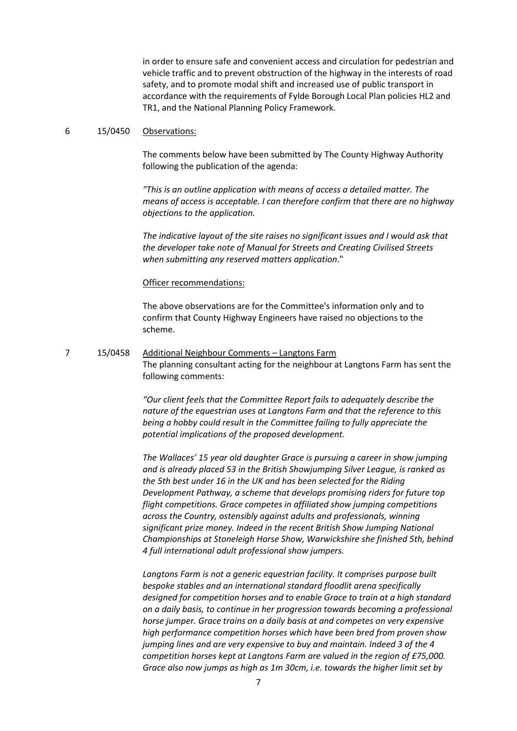in order to ensure safe and convenient access and circulation for pedestrian and vehicle traffic and to prevent obstruction of the highway in the interests of road safety, and to promote modal shift and increased use of public transport in accordance with the requirements of Fylde Borough Local Plan policies HL2 and TR1, and the National Planning Policy Framework.

6 15/0450 Observations:

The comments below have been submitted by The County Highway Authority following the publication of the agenda:

*"This is an outline application with means of access a detailed matter. The means of access is acceptable. I can therefore confirm that there are no highway objections to the application.*

*The indicative layout of the site raises no significant issues and I would ask that the developer take note of Manual for Streets and Creating Civilised Streets when submitting any reserved matters application*."

Officer recommendations:

The above observations are for the Committee's information only and to confirm that County Highway Engineers have raised no objections to the scheme.

7 15/0458 Additional Neighbour Comments – Langtons Farm

The planning consultant acting for the neighbour at Langtons Farm has sent the following comments:

*"Our client feels that the Committee Report fails to adequately describe the nature of the equestrian uses at Langtons Farm and that the reference to this being a hobby could result in the Committee failing to fully appreciate the potential implications of the proposed development.*

*The Wallaces' 15 year old daughter Grace is pursuing a career in show jumping and is already placed 53 in the British Showjumping Silver League, is ranked as the 5th best under 16 in the UK and has been selected for the Riding Development Pathway, a scheme that develops promising riders for future top flight competitions. Grace competes in affiliated show jumping competitions across the Country, ostensibly against adults and professionals, winning significant prize money. Indeed in the recent British Show Jumping National Championships at Stoneleigh Horse Show, Warwickshire she finished 5th, behind 4 full international adult professional show jumpers.*

*Langtons Farm is not a generic equestrian facility. It comprises purpose built bespoke stables and an international standard floodlit arena specifically designed for competition horses and to enable Grace to train at a high standard on a daily basis, to continue in her progression towards becoming a professional horse jumper. Grace trains on a daily basis at and competes on very expensive high performance competition horses which have been bred from proven show jumping lines and are very expensive to buy and maintain. Indeed 3 of the 4 competition horses kept at Langtons Farm are valued in the region of £75,000. Grace also now jumps as high as 1m 30cm, i.e. towards the higher limit set by*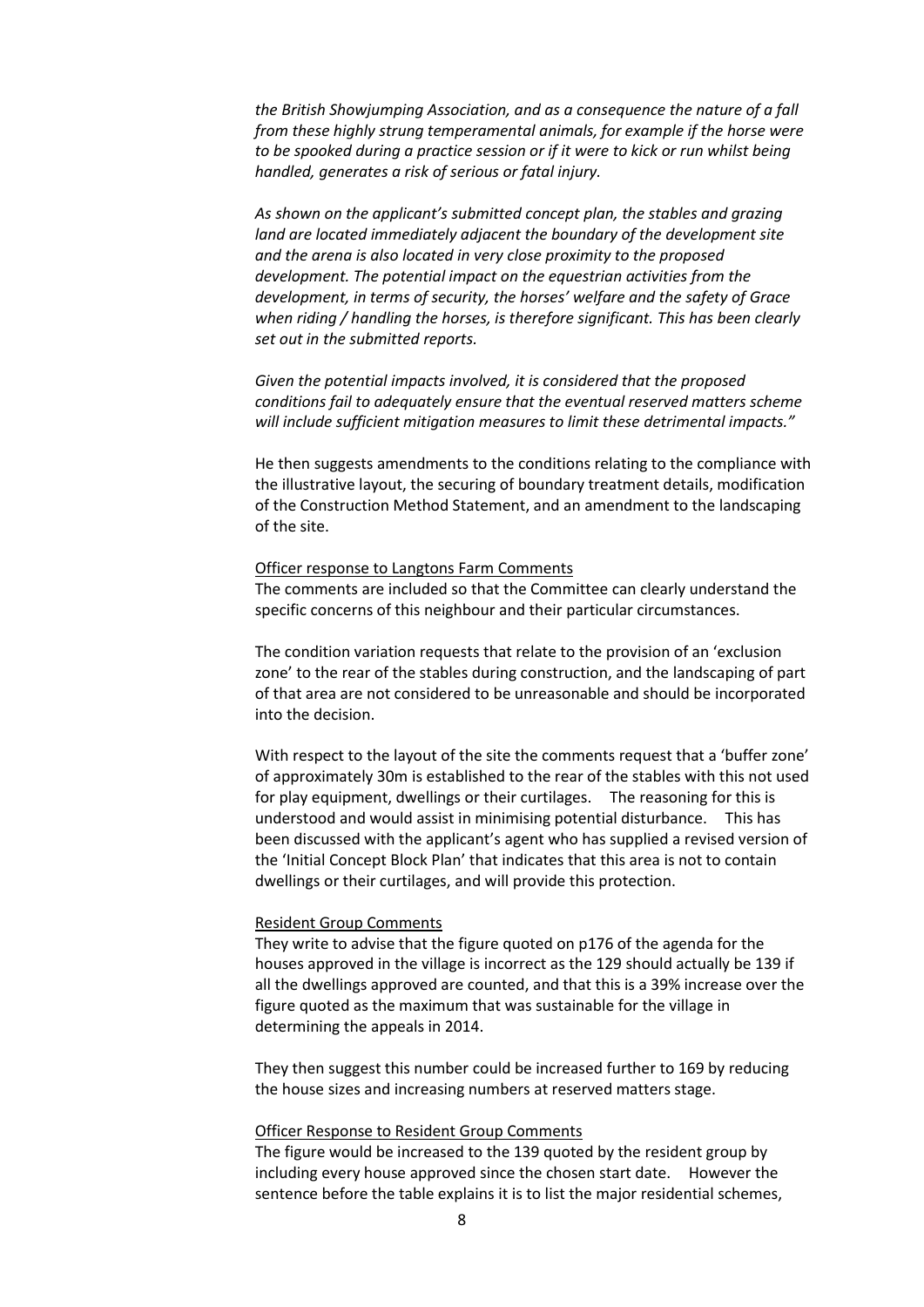*the British Showjumping Association, and as a consequence the nature of a fall from these highly strung temperamental animals, for example if the horse were to be spooked during a practice session or if it were to kick or run whilst being handled, generates a risk of serious or fatal injury.*

*As shown on the applicant's submitted concept plan, the stables and grazing land are located immediately adjacent the boundary of the development site and the arena is also located in very close proximity to the proposed development. The potential impact on the equestrian activities from the development, in terms of security, the horses' welfare and the safety of Grace when riding / handling the horses, is therefore significant. This has been clearly set out in the submitted reports.*

*Given the potential impacts involved, it is considered that the proposed conditions fail to adequately ensure that the eventual reserved matters scheme will include sufficient mitigation measures to limit these detrimental impacts."*

He then suggests amendments to the conditions relating to the compliance with the illustrative layout, the securing of boundary treatment details, modification of the Construction Method Statement, and an amendment to the landscaping of the site.

Officer response to Langtons Farm Comments

The comments are included so that the Committee can clearly understand the specific concerns of this neighbour and their particular circumstances.

The condition variation requests that relate to the provision of an 'exclusion zone' to the rear of the stables during construction, and the landscaping of part of that area are not considered to be unreasonable and should be incorporated into the decision.

With respect to the layout of the site the comments request that a 'buffer zone' of approximately 30m is established to the rear of the stables with this not used for play equipment, dwellings or their curtilages. The reasoning for this is understood and would assist in minimising potential disturbance. This has been discussed with the applicant's agent who has supplied a revised version of the 'Initial Concept Block Plan' that indicates that this area is not to contain dwellings or their curtilages, and will provide this protection.

Resident Group Comments

They write to advise that the figure quoted on p176 of the agenda for the houses approved in the village is incorrect as the 129 should actually be 139 if all the dwellings approved are counted, and that this is a 39% increase over the figure quoted as the maximum that was sustainable for the village in determining the appeals in 2014.

They then suggest this number could be increased further to 169 by reducing the house sizes and increasing numbers at reserved matters stage.

Officer Response to Resident Group Comments

The figure would be increased to the 139 quoted by the resident group by including every house approved since the chosen start date. However the sentence before the table explains it is to list the major residential schemes,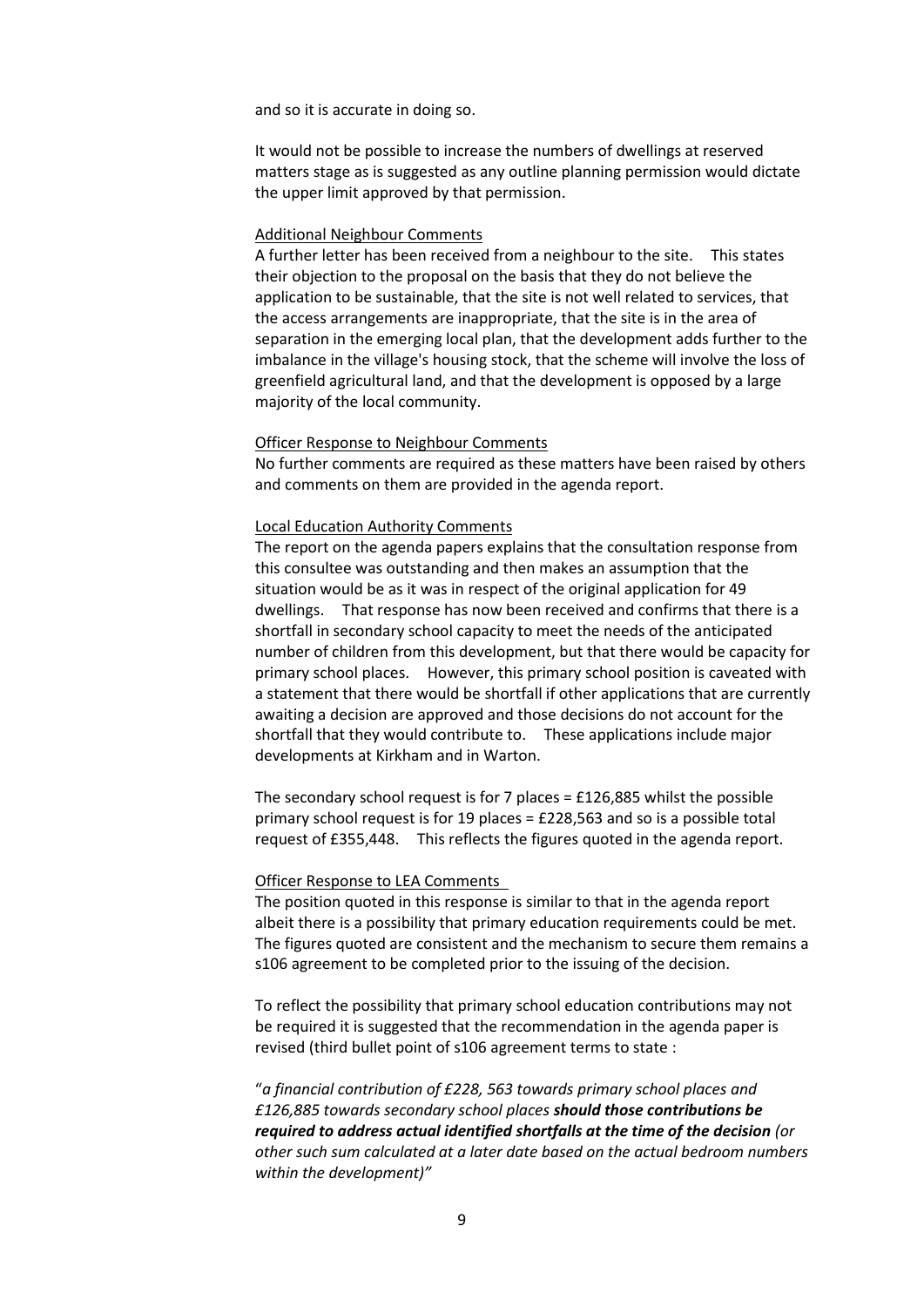and so it is accurate in doing so.

It would not be possible to increase the numbers of dwellings at reserved matters stage as is suggested as any outline planning permission would dictate the upper limit approved by that permission.

Additional Neighbour Comments

A further letter has been received from a neighbour to the site. This states their objection to the proposal on the basis that they do not believe the application to be sustainable, that the site is not well related to services, that the access arrangements are inappropriate, that the site is in the area of separation in the emerging local plan, that the development adds further to the imbalance in the village's housing stock, that the scheme will involve the loss of greenfield agricultural land, and that the development is opposed by a large majority of the local community.

Officer Response to Neighbour Comments

No further comments are required as these matters have been raised by others and comments on them are provided in the agenda report.

Local Education Authority Comments

The report on the agenda papers explains that the consultation response from this consultee was outstanding and then makes an assumption that the situation would be as it was in respect of the original application for 49 dwellings. That response has now been received and confirms that there is a shortfall in secondary school capacity to meet the needs of the anticipated number of children from this development, but that there would be capacity for primary school places. However, this primary school position is caveated with a statement that there would be shortfall if other applications that are currently awaiting a decision are approved and those decisions do not account for the shortfall that they would contribute to. These applications include major developments at Kirkham and in Warton.

The secondary school request is for 7 places = £126,885 whilst the possible primary school request is for 19 places = £228,563 and so is a possible total request of £355,448. This reflects the figures quoted in the agenda report.

Officer Response to LEA Comments

The position quoted in this response is similar to that in the agenda report albeit there is a possibility that primary education requirements could be met. The figures quoted are consistent and the mechanism to secure them remains a s106 agreement to be completed prior to the issuing of the decision.

To reflect the possibility that primary school education contributions may not be required it is suggested that the recommendation in the agenda paper is revised (third bullet point of s106 agreement terms to state :

"*a financial contribution of £228, 563 towards primary school places and £126,885 towards secondary school places **should those contributions be required to address actual identified shortfalls at the time of the decision** (or other such sum calculated at a later date based on the actual bedroom numbers within the development)"*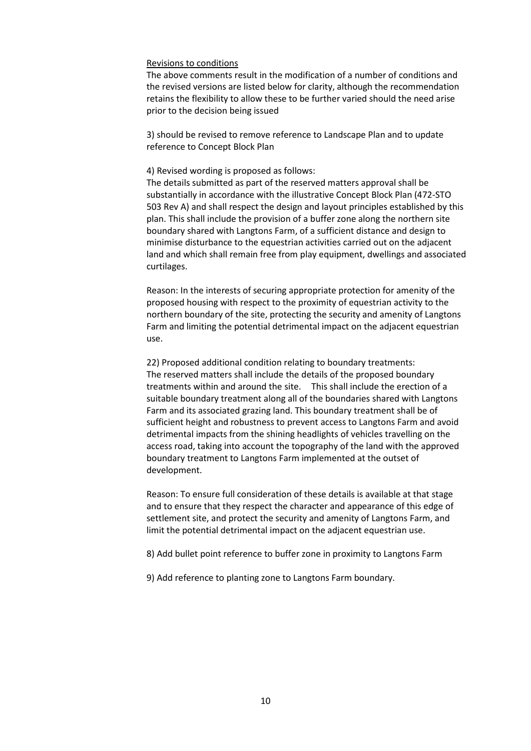<u>Revisions to conditions</u>

The above comments result in the modification of a number of conditions and the revised versions are listed below for clarity, although the recommendation retains the flexibility to allow these to be further varied should the need arise prior to the decision being issued

3) should be revised to remove reference to Landscape Plan and to update reference to Concept Block Plan

4) Revised wording is proposed as follows:
The details submitted as part of the reserved matters approval shall be substantially in accordance with the illustrative Concept Block Plan (472-STO 503 Rev A) and shall respect the design and layout principles established by this plan. This shall include the provision of a buffer zone along the northern site boundary shared with Langtons Farm, of a sufficient distance and design to minimise disturbance to the equestrian activities carried out on the adjacent land and which shall remain free from play equipment, dwellings and associated curtilages.

Reason: In the interests of securing appropriate protection for amenity of the proposed housing with respect to the proximity of equestrian activity to the northern boundary of the site, protecting the security and amenity of Langtons Farm and limiting the potential detrimental impact on the adjacent equestrian use.

22) Proposed additional condition relating to boundary treatments:
The reserved matters shall include the details of the proposed boundary treatments within and around the site. This shall include the erection of a suitable boundary treatment along all of the boundaries shared with Langtons Farm and its associated grazing land. This boundary treatment shall be of sufficient height and robustness to prevent access to Langtons Farm and avoid detrimental impacts from the shining headlights of vehicles travelling on the access road, taking into account the topography of the land with the approved boundary treatment to Langtons Farm implemented at the outset of development.

Reason: To ensure full consideration of these details is available at that stage and to ensure that they respect the character and appearance of this edge of settlement site, and protect the security and amenity of Langtons Farm, and limit the potential detrimental impact on the adjacent equestrian use.

8) Add bullet point reference to buffer zone in proximity to Langtons Farm

9) Add reference to planting zone to Langtons Farm boundary.